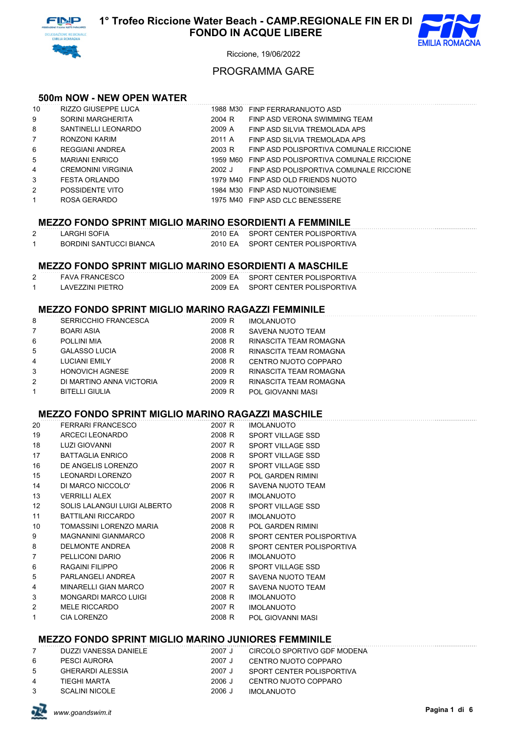# 1° Trofeo Riccione Water Beach - CAMP.REGIONALE FIN ER DI FONDO IN ACQUE LIBERE

Riccione, 19/06/2022

## PROGRAMMA GARE

### 500m NOW - NEW OPEN WATER

| | | | |
|---|---|---|---|
| 10 | RIZZO GIUSEPPE LUCA | 1988 M30 | FINP FERRARANUOTO ASD |
| 9 | SORINI MARGHERITA | 2004 R | FINP ASD VERONA SWIMMING TEAM |
| 8 | SANTINELLI LEONARDO | 2009 A | FINP ASD SILVIA TREMOLADA APS |
| 7 | RONZONI KARIM | 2011 A | FINP ASD SILVIA TREMOLADA APS |
| 6 | REGGIANI ANDREA | 2003 R | FINP ASD POLISPORTIVA COMUNALE RICCIONE |
| 5 | MARIANI ENRICO | 1959 M60 | FINP ASD POLISPORTIVA COMUNALE RICCIONE |
| 4 | CREMONINI VIRGINIA | 2002 J | FINP ASD POLISPORTIVA COMUNALE RICCIONE |
| 3 | FESTA ORLANDO | 1979 M40 | FINP ASD OLD FRIENDS NUOTO |
| 2 | POSSIDENTE VITO | 1984 M30 | FINP ASD NUOTOINSIEME |
| 1 | ROSA GERARDO | 1975 M40 | FINP ASD CLC BENESSERE |

### MEZZO FONDO SPRINT MIGLIO MARINO ESORDIENTI A FEMMINILE

| | | | |
|---|---|---|---|
| 2 | LARGHI SOFIA | 2010 EA | SPORT CENTER POLISPORTIVA |
| 1 | BORDINI SANTUCCI BIANCA | 2010 EA | SPORT CENTER POLISPORTIVA |

### MEZZO FONDO SPRINT MIGLIO MARINO ESORDIENTI A MASCHILE

| | | | |
|---|---|---|---|
| 2 | FAVA FRANCESCO | 2009 EA | SPORT CENTER POLISPORTIVA |
| 1 | LAVEZZINI PIETRO | 2009 EA | SPORT CENTER POLISPORTIVA |

### MEZZO FONDO SPRINT MIGLIO MARINO RAGAZZI FEMMINILE

| | | | |
|---|---|---|---|
| 8 | SERRICCHIO FRANCESCA | 2009 R | IMOLANUOTO |
| 7 | BOARI ASIA | 2008 R | SAVENA NUOTO TEAM |
| 6 | POLLINI MIA | 2008 R | RINASCITA TEAM ROMAGNA |
| 5 | GALASSO LUCIA | 2008 R | RINASCITA TEAM ROMAGNA |
| 4 | LUCIANI EMILY | 2008 R | CENTRO NUOTO COPPARO |
| 3 | HONOVICH AGNESE | 2009 R | RINASCITA TEAM ROMAGNA |
| 2 | DI MARTINO ANNA VICTORIA | 2009 R | RINASCITA TEAM ROMAGNA |
| 1 | BITELLI GIULIA | 2009 R | POL GIOVANNI MASI |

### MEZZO FONDO SPRINT MIGLIO MARINO RAGAZZI MASCHILE

| | | | |
|---|---|---|---|
| 20 | FERRARI FRANCESCO | 2007 R | IMOLANUOTO |
| 19 | ARCECI LEONARDO | 2008 R | SPORT VILLAGE SSD |
| 18 | LUZI GIOVANNI | 2007 R | SPORT VILLAGE SSD |
| 17 | BATTAGLIA ENRICO | 2008 R | SPORT VILLAGE SSD |
| 16 | DE ANGELIS LORENZO | 2007 R | SPORT VILLAGE SSD |
| 15 | LEONARDI LORENZO | 2007 R | POL GARDEN RIMINI |
| 14 | DI MARCO NICCOLO' | 2006 R | SAVENA NUOTO TEAM |
| 13 | VERRILLI ALEX | 2007 R | IMOLANUOTO |
| 12 | SOLIS LALANGUI LUIGI ALBERTO | 2008 R | SPORT VILLAGE SSD |
| 11 | BATTILANI RICCARDO | 2007 R | IMOLANUOTO |
| 10 | TOMASSINI LORENZO MARIA | 2008 R | POL GARDEN RIMINI |
| 9 | MAGNANINI GIANMARCO | 2008 R | SPORT CENTER POLISPORTIVA |
| 8 | DELMONTE ANDREA | 2008 R | SPORT CENTER POLISPORTIVA |
| 7 | PELLICONI DARIO | 2006 R | IMOLANUOTO |
| 6 | RAGAINI FILIPPO | 2006 R | SPORT VILLAGE SSD |
| 5 | PARLANGELI ANDREA | 2007 R | SAVENA NUOTO TEAM |
| 4 | MINARELLI GIAN MARCO | 2007 R | SAVENA NUOTO TEAM |
| 3 | MONGARDI MARCO LUIGI | 2008 R | IMOLANUOTO |
| 2 | MELE RICCARDO | 2007 R | IMOLANUOTO |
| 1 | CIA LORENZO | 2008 R | POL GIOVANNI MASI |

### MEZZO FONDO SPRINT MIGLIO MARINO JUNIORES FEMMINILE

| | | | |
|---|---|---|---|
| 7 | DUZZI VANESSA DANIELE | 2007 J | CIRCOLO SPORTIVO GDF MODENA |
| 6 | PESCI AURORA | 2007 J | CENTRO NUOTO COPPARO |
| 5 | GHERARDI ALESSIA | 2007 J | SPORT CENTER POLISPORTIVA |
| 4 | TIEGHI MARTA | 2006 J | CENTRO NUOTO COPPARO |
| 3 | SCALINI NICOLE | 2006 J | IMOLANUOTO |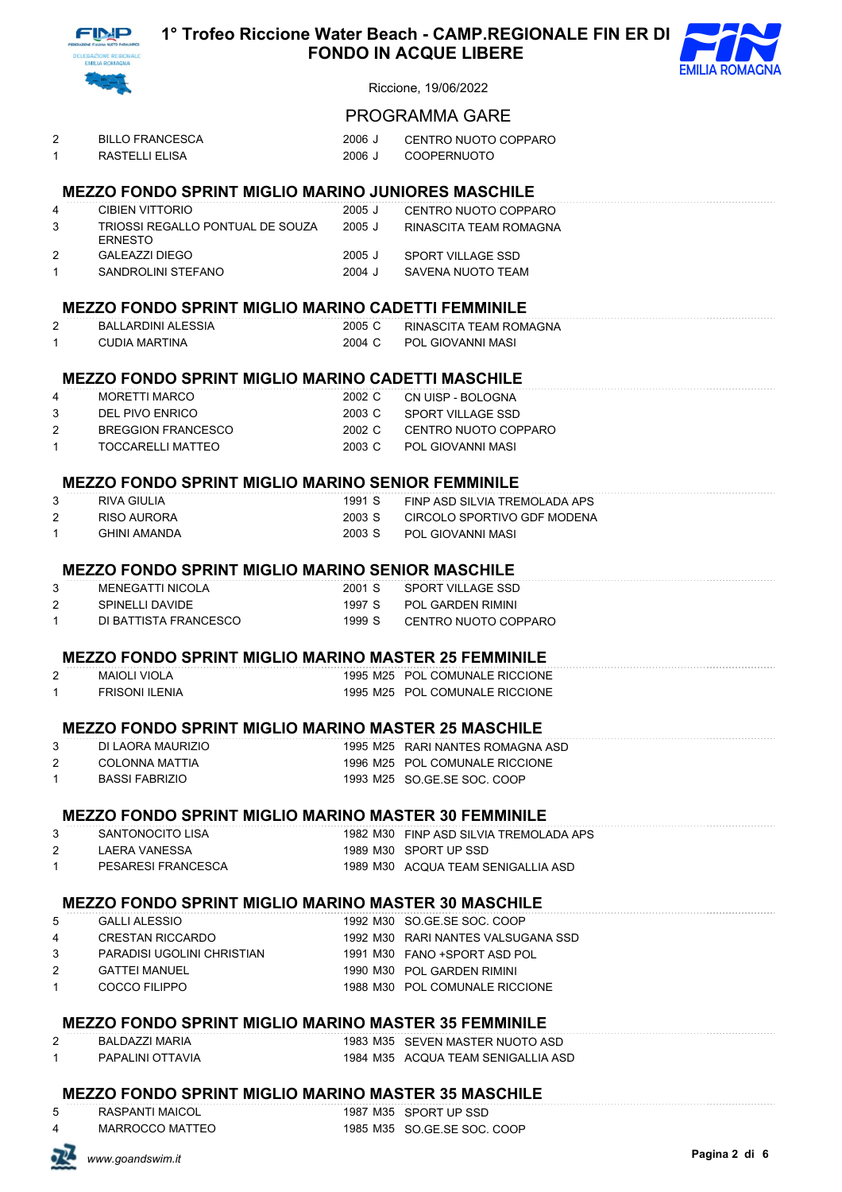# 1° Trofeo Riccione Water Beach - CAMP.REGIONALE FIN ER DI FONDO IN ACQUE LIBERE

Riccione, 19/06/2022

PROGRAMMA GARE

| | | | |
|---|---|---|---|
| 2 | BILLO FRANCESCA | 2006 J | CENTRO NUOTO COPPARO |
| 1 | RASTELLI ELISA | 2006 J | COOPERNUOTO |

## MEZZO FONDO SPRINT MIGLIO MARINO JUNIORES MASCHILE

| | | | |
|---|---|---|---|
| 4 | CIBIEN VITTORIO | 2005 J | CENTRO NUOTO COPPARO |
| 3 | TRIOSSI REGALLO PONTUAL DE SOUZA ERNESTO | 2005 J | RINASCITA TEAM ROMAGNA |
| 2 | GALEAZZI DIEGO | 2005 J | SPORT VILLAGE SSD |
| 1 | SANDROLINI STEFANO | 2004 J | SAVENA NUOTO TEAM |

## MEZZO FONDO SPRINT MIGLIO MARINO CADETTI FEMMINILE

| | | | |
|---|---|---|---|
| 2 | BALLARDINI ALESSIA | 2005 C | RINASCITA TEAM ROMAGNA |
| 1 | CUDIA MARTINA | 2004 C | POL GIOVANNI MASI |

## MEZZO FONDO SPRINT MIGLIO MARINO CADETTI MASCHILE

| | | | |
|---|---|---|---|
| 4 | MORETTI MARCO | 2002 C | CN UISP - BOLOGNA |
| 3 | DEL PIVO ENRICO | 2003 C | SPORT VILLAGE SSD |
| 2 | BREGGION FRANCESCO | 2002 C | CENTRO NUOTO COPPARO |
| 1 | TOCCARELLI MATTEO | 2003 C | POL GIOVANNI MASI |

## MEZZO FONDO SPRINT MIGLIO MARINO SENIOR FEMMINILE

| | | | |
|---|---|---|---|
| 3 | RIVA GIULIA | 1991 S | FINP ASD SILVIA TREMOLADA APS |
| 2 | RISO AURORA | 2003 S | CIRCOLO SPORTIVO GDF MODENA |
| 1 | GHINI AMANDA | 2003 S | POL GIOVANNI MASI |

## MEZZO FONDO SPRINT MIGLIO MARINO SENIOR MASCHILE

| | | | |
|---|---|---|---|
| 3 | MENEGATTI NICOLA | 2001 S | SPORT VILLAGE SSD |
| 2 | SPINELLI DAVIDE | 1997 S | POL GARDEN RIMINI |
| 1 | DI BATTISTA FRANCESCO | 1999 S | CENTRO NUOTO COPPARO |

## MEZZO FONDO SPRINT MIGLIO MARINO MASTER 25 FEMMINILE

| | | | |
|---|---|---|---|
| 2 | MAIOLI VIOLA | 1995 M25 | POL COMUNALE RICCIONE |
| 1 | FRISONI ILENIA | 1995 M25 | POL COMUNALE RICCIONE |

## MEZZO FONDO SPRINT MIGLIO MARINO MASTER 25 MASCHILE

| | | | |
|---|---|---|---|
| 3 | DI LAORA MAURIZIO | 1995 M25 | RARI NANTES ROMAGNA ASD |
| 2 | COLONNA MATTIA | 1996 M25 | POL COMUNALE RICCIONE |
| 1 | BASSI FABRIZIO | 1993 M25 | SO.GE.SE SOC. COOP |

## MEZZO FONDO SPRINT MIGLIO MARINO MASTER 30 FEMMINILE

| | | | |
|---|---|---|---|
| 3 | SANTONOCITO LISA | 1982 M30 | FINP ASD SILVIA TREMOLADA APS |
| 2 | LAERA VANESSA | 1989 M30 | SPORT UP SSD |
| 1 | PESARESI FRANCESCA | 1989 M30 | ACQUA TEAM SENIGALLIA ASD |

## MEZZO FONDO SPRINT MIGLIO MARINO MASTER 30 MASCHILE

| | | | |
|---|---|---|---|
| 5 | GALLI ALESSIO | 1992 M30 | SO.GE.SE SOC. COOP |
| 4 | CRESTAN RICCARDO | 1992 M30 | RARI NANTES VALSUGANA SSD |
| 3 | PARADISI UGOLINI CHRISTIAN | 1991 M30 | FANO +SPORT ASD POL |
| 2 | GATTEI MANUEL | 1990 M30 | POL GARDEN RIMINI |
| 1 | COCCO FILIPPO | 1988 M30 | POL COMUNALE RICCIONE |

## MEZZO FONDO SPRINT MIGLIO MARINO MASTER 35 FEMMINILE

| | | | |
|---|---|---|---|
| 2 | BALDAZZI MARIA | 1983 M35 | SEVEN MASTER NUOTO ASD |
| 1 | PAPALINI OTTAVIA | 1984 M35 | ACQUA TEAM SENIGALLIA ASD |

## MEZZO FONDO SPRINT MIGLIO MARINO MASTER 35 MASCHILE

| | | | |
|---|---|---|---|
| 5 | RASPANTI MAICOL | 1987 M35 | SPORT UP SSD |
| 4 | MARROCCO MATTEO | 1985 M35 | SO.GE.SE SOC. COOP |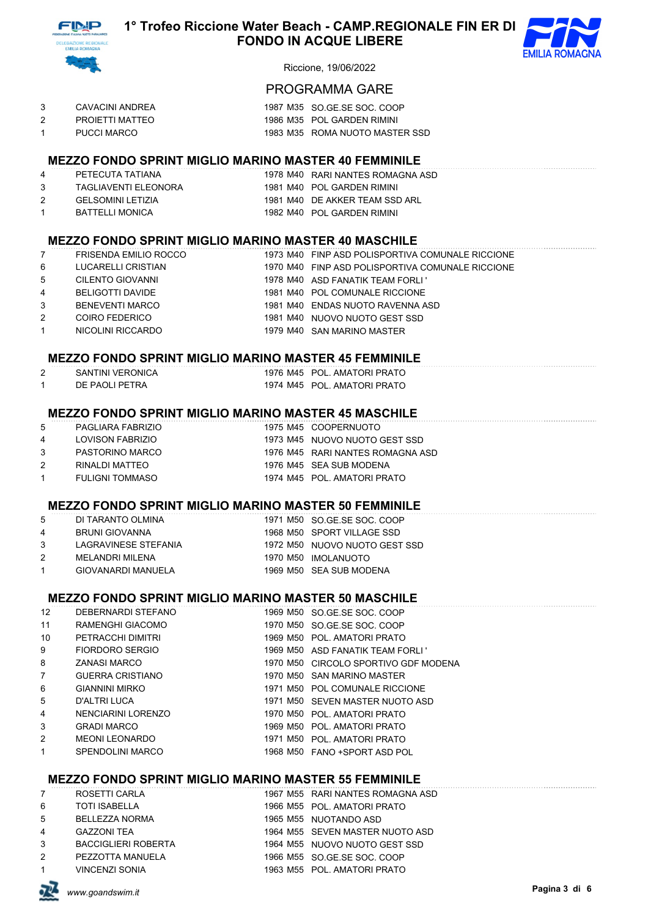| | | | | |
|---|---|---|---|---|
| 3 | CAVACINI ANDREA | 1987 | M35 | SO.GE.SE SOC. COOP |
| 2 | PROIETTI MATTEO | 1986 | M35 | POL GARDEN RIMINI |
| 1 | PUCCI MARCO | 1983 | M35 | ROMA NUOTO MASTER SSD |

### MEZZO FONDO SPRINT MIGLIO MARINO MASTER 40 FEMMINILE

| | | | | |
|---|---|---|---|---|
| 4 | PETECUTA TATIANA | 1978 | M40 | RARI NANTES ROMAGNA ASD |
| 3 | TAGLIAVENTI ELEONORA | 1981 | M40 | POL GARDEN RIMINI |
| 2 | GELSOMINI LETIZIA | 1981 | M40 | DE AKKER TEAM SSD ARL |
| 1 | BATTELLI MONICA | 1982 | M40 | POL GARDEN RIMINI |

### MEZZO FONDO SPRINT MIGLIO MARINO MASTER 40 MASCHILE

| | | | | |
|---|---|---|---|---|
| 7 | FRISENDA EMILIO ROCCO | 1973 | M40 | FINP ASD POLISPORTIVA COMUNALE RICCIONE |
| 6 | LUCARELLI CRISTIAN | 1970 | M40 | FINP ASD POLISPORTIVA COMUNALE RICCIONE |
| 5 | CILENTO GIOVANNI | 1978 | M40 | ASD FANATIK TEAM FORLI ' |
| 4 | BELIGOTTI DAVIDE | 1981 | M40 | POL COMUNALE RICCIONE |
| 3 | BENEVENTI MARCO | 1981 | M40 | ENDAS NUOTO RAVENNA ASD |
| 2 | COIRO FEDERICO | 1981 | M40 | NUOVO NUOTO GEST SSD |
| 1 | NICOLINI RICCARDO | 1979 | M40 | SAN MARINO MASTER |

### MEZZO FONDO SPRINT MIGLIO MARINO MASTER 45 FEMMINILE

| | | | | |
|---|---|---|---|---|
| 2 | SANTINI VERONICA | 1976 | M45 | POL. AMATORI PRATO |
| 1 | DE PAOLI PETRA | 1974 | M45 | POL. AMATORI PRATO |

### MEZZO FONDO SPRINT MIGLIO MARINO MASTER 45 MASCHILE

| | | | | |
|---|---|---|---|---|
| 5 | PAGLIARA FABRIZIO | 1975 | M45 | COOPERNUOTO |
| 4 | LOVISON FABRIZIO | 1973 | M45 | NUOVO NUOTO GEST SSD |
| 3 | PASTORINO MARCO | 1976 | M45 | RARI NANTES ROMAGNA ASD |
| 2 | RINALDI MATTEO | 1976 | M45 | SEA SUB MODENA |
| 1 | FULIGNI TOMMASO | 1974 | M45 | POL. AMATORI PRATO |

### MEZZO FONDO SPRINT MIGLIO MARINO MASTER 50 FEMMINILE

| | | | | |
|---|---|---|---|---|
| 5 | DI TARANTO OLMINA | 1971 | M50 | SO.GE.SE SOC. COOP |
| 4 | BRUNI GIOVANNA | 1968 | M50 | SPORT VILLAGE SSD |
| 3 | LAGRAVINESE STEFANIA | 1972 | M50 | NUOVO NUOTO GEST SSD |
| 2 | MELANDRI MILENA | 1970 | M50 | IMOLANUOTO |
| 1 | GIOVANARDI MANUELA | 1969 | M50 | SEA SUB MODENA |

### MEZZO FONDO SPRINT MIGLIO MARINO MASTER 50 MASCHILE

| | | | | |
|---|---|---|---|---|
| 12 | DEBERNARDI STEFANO | 1969 | M50 | SO.GE.SE SOC. COOP |
| 11 | RAMENGHI GIACOMO | 1970 | M50 | SO.GE.SE SOC. COOP |
| 10 | PETRACCHI DIMITRI | 1969 | M50 | POL. AMATORI PRATO |
| 9 | FIORDORO SERGIO | 1969 | M50 | ASD FANATIK TEAM FORLI ' |
| 8 | ZANASI MARCO | 1970 | M50 | CIRCOLO SPORTIVO GDF MODENA |
| 7 | GUERRA CRISTIANO | 1970 | M50 | SAN MARINO MASTER |
| 6 | GIANNINI MIRKO | 1971 | M50 | POL COMUNALE RICCIONE |
| 5 | D'ALTRI LUCA | 1971 | M50 | SEVEN MASTER NUOTO ASD |
| 4 | NENCIARINI LORENZO | 1970 | M50 | POL. AMATORI PRATO |
| 3 | GRADI MARCO | 1969 | M50 | POL. AMATORI PRATO |
| 2 | MEONI LEONARDO | 1971 | M50 | POL. AMATORI PRATO |
| 1 | SPENDOLINI MARCO | 1968 | M50 | FANO +SPORT ASD POL |

### MEZZO FONDO SPRINT MIGLIO MARINO MASTER 55 FEMMINILE

| | | | | |
|---|---|---|---|---|
| 7 | ROSETTI CARLA | 1967 | M55 | RARI NANTES ROMAGNA ASD |
| 6 | TOTI ISABELLA | 1966 | M55 | POL. AMATORI PRATO |
| 5 | BELLEZZA NORMA | 1965 | M55 | NUOTANDO ASD |
| 4 | GAZZONI TEA | 1964 | M55 | SEVEN MASTER NUOTO ASD |
| 3 | BACCIGLIERI ROBERTA | 1964 | M55 | NUOVO NUOTO GEST SSD |
| 2 | PEZZOTTA MANUELA | 1966 | M55 | SO.GE.SE SOC. COOP |
| 1 | VINCENZI SONIA | 1963 | M55 | POL. AMATORI PRATO |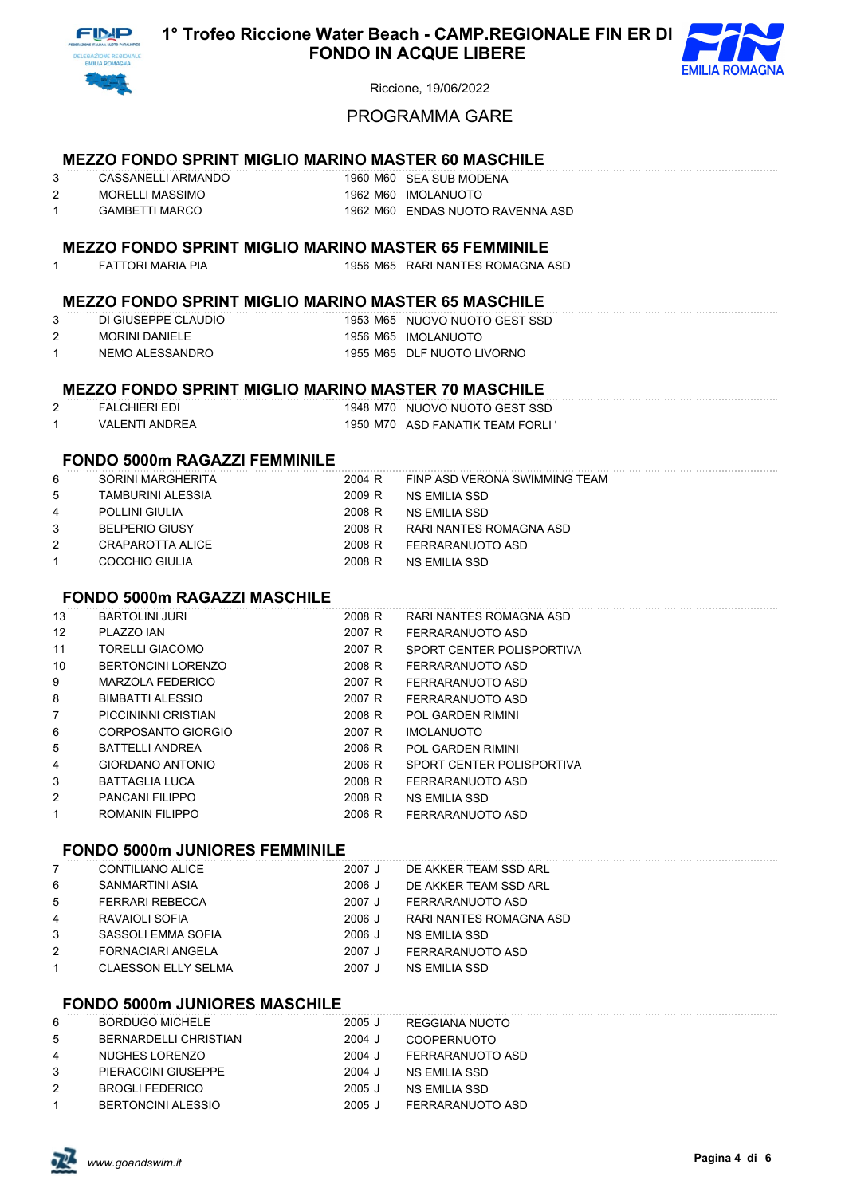# 1° Trofeo Riccione Water Beach - CAMP.REGIONALE FIN ER DI FONDO IN ACQUE LIBERE

Riccione, 19/06/2022

## PROGRAMMA GARE

### MEZZO FONDO SPRINT MIGLIO MARINO MASTER 60 MASCHILE

| | | | | |
|---|---|---|---|---|
| 3 | CASSANELLI ARMANDO | 1960 | M60 | SEA SUB MODENA |
| 2 | MORELLI MASSIMO | 1962 | M60 | IMOLANUOTO |
| 1 | GAMBETTI MARCO | 1962 | M60 | ENDAS NUOTO RAVENNA ASD |

### MEZZO FONDO SPRINT MIGLIO MARINO MASTER 65 FEMMINILE

| | | | | |
|---|---|---|---|---|
| 1 | FATTORI MARIA PIA | 1956 | M65 | RARI NANTES ROMAGNA ASD |

### MEZZO FONDO SPRINT MIGLIO MARINO MASTER 65 MASCHILE

| | | | | |
|---|---|---|---|---|
| 3 | DI GIUSEPPE CLAUDIO | 1953 | M65 | NUOVO NUOTO GEST SSD |
| 2 | MORINI DANIELE | 1956 | M65 | IMOLANUOTO |
| 1 | NEMO ALESSANDRO | 1955 | M65 | DLF NUOTO LIVORNO |

### MEZZO FONDO SPRINT MIGLIO MARINO MASTER 70 MASCHILE

| | | | | |
|---|---|---|---|---|
| 2 | FALCHIERI EDI | 1948 | M70 | NUOVO NUOTO GEST SSD |
| 1 | VALENTI ANDREA | 1950 | M70 | ASD FANATIK TEAM FORLI ' |

### FONDO 5000m RAGAZZI FEMMINILE

| | | | | |
|---|---|---|---|---|
| 6 | SORINI MARGHERITA | 2004 | R | FINP ASD VERONA SWIMMING TEAM |
| 5 | TAMBURINI ALESSIA | 2009 | R | NS EMILIA SSD |
| 4 | POLLINI GIULIA | 2008 | R | NS EMILIA SSD |
| 3 | BELPERIO GIUSY | 2008 | R | RARI NANTES ROMAGNA ASD |
| 2 | CRAPAROTTA ALICE | 2008 | R | FERRARANUOTO ASD |
| 1 | COCCHIO GIULIA | 2008 | R | NS EMILIA SSD |

### FONDO 5000m RAGAZZI MASCHILE

| | | | | |
|---|---|---|---|---|
| 13 | BARTOLINI JURI | 2008 | R | RARI NANTES ROMAGNA ASD |
| 12 | PLAZZO IAN | 2007 | R | FERRARANUOTO ASD |
| 11 | TORELLI GIACOMO | 2007 | R | SPORT CENTER POLISPORTIVA |
| 10 | BERTONCINI LORENZO | 2008 | R | FERRARANUOTO ASD |
| 9 | MARZOLA FEDERICO | 2007 | R | FERRARANUOTO ASD |
| 8 | BIMBATTI ALESSIO | 2007 | R | FERRARANUOTO ASD |
| 7 | PICCININNI CRISTIAN | 2008 | R | POL GARDEN RIMINI |
| 6 | CORPOSANTO GIORGIO | 2007 | R | IMOLANUOTO |
| 5 | BATTELLI ANDREA | 2006 | R | POL GARDEN RIMINI |
| 4 | GIORDANO ANTONIO | 2006 | R | SPORT CENTER POLISPORTIVA |
| 3 | BATTAGLIA LUCA | 2008 | R | FERRARANUOTO ASD |
| 2 | PANCANI FILIPPO | 2008 | R | NS EMILIA SSD |
| 1 | ROMANIN FILIPPO | 2006 | R | FERRARANUOTO ASD |

### FONDO 5000m JUNIORES FEMMINILE

| | | | | |
|---|---|---|---|---|
| 7 | CONTILIANO ALICE | 2007 | J | DE AKKER TEAM SSD ARL |
| 6 | SANMARTINI ASIA | 2006 | J | DE AKKER TEAM SSD ARL |
| 5 | FERRARI REBECCA | 2007 | J | FERRARANUOTO ASD |
| 4 | RAVAIOLI SOFIA | 2006 | J | RARI NANTES ROMAGNA ASD |
| 3 | SASSOLI EMMA SOFIA | 2006 | J | NS EMILIA SSD |
| 2 | FORNACIARI ANGELA | 2007 | J | FERRARANUOTO ASD |
| 1 | CLAESSON ELLY SELMA | 2007 | J | NS EMILIA SSD |

### FONDO 5000m JUNIORES MASCHILE

| | | | | |
|---|---|---|---|---|
| 6 | BORDUGO MICHELE | 2005 | J | REGGIANA NUOTO |
| 5 | BERNARDELLI CHRISTIAN | 2004 | J | COOPERNUOTO |
| 4 | NUGHES LORENZO | 2004 | J | FERRARANUOTO ASD |
| 3 | PIERACCINI GIUSEPPE | 2004 | J | NS EMILIA SSD |
| 2 | BROGLI FEDERICO | 2005 | J | NS EMILIA SSD |
| 1 | BERTONCINI ALESSIO | 2005 | J | FERRARANUOTO ASD |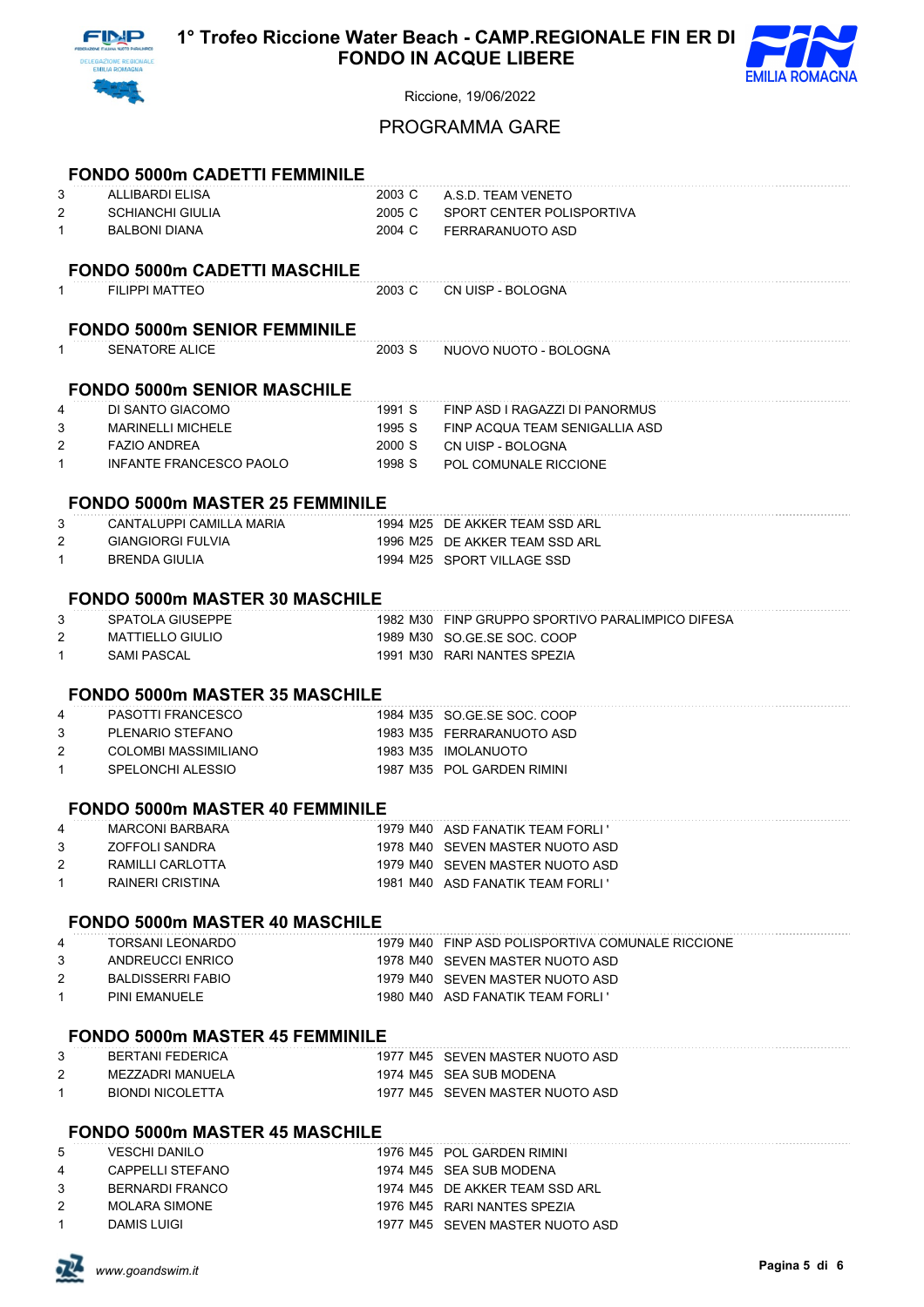# 1° Trofeo Riccione Water Beach - CAMP.REGIONALE FIN ER DI FONDO IN ACQUE LIBERE

Riccione, 19/06/2022

## PROGRAMMA GARE

### FONDO 5000m CADETTI FEMMINILE

| | | | |
|---|---|---|---|
| 3 | ALLIBARDI ELISA | 2003 C | A.S.D. TEAM VENETO |
| 2 | SCHIANCHI GIULIA | 2005 C | SPORT CENTER POLISPORTIVA |
| 1 | BALBONI DIANA | 2004 C | FERRARANUOTO ASD |

### FONDO 5000m CADETTI MASCHILE

| | | | |
|---|---|---|---|
| 1 | FILIPPI MATTEO | 2003 C | CN UISP - BOLOGNA |

### FONDO 5000m SENIOR FEMMINILE

| | | | |
|---|---|---|---|
| 1 | SENATORE ALICE | 2003 S | NUOVO NUOTO - BOLOGNA |

### FONDO 5000m SENIOR MASCHILE

| | | | |
|---|---|---|---|
| 4 | DI SANTO GIACOMO | 1991 S | FINP ASD I RAGAZZI DI PANORMUS |
| 3 | MARINELLI MICHELE | 1995 S | FINP ACQUA TEAM SENIGALLIA ASD |
| 2 | FAZIO ANDREA | 2000 S | CN UISP - BOLOGNA |
| 1 | INFANTE FRANCESCO PAOLO | 1998 S | POL COMUNALE RICCIONE |

### FONDO 5000m MASTER 25 FEMMINILE

| | | | |
|---|---|---|---|
| 3 | CANTALUPPI CAMILLA MARIA | 1994 M25 | DE AKKER TEAM SSD ARL |
| 2 | GIANGIORGI FULVIA | 1996 M25 | DE AKKER TEAM SSD ARL |
| 1 | BRENDA GIULIA | 1994 M25 | SPORT VILLAGE SSD |

### FONDO 5000m MASTER 30 MASCHILE

| | | | |
|---|---|---|---|
| 3 | SPATOLA GIUSEPPE | 1982 M30 | FINP GRUPPO SPORTIVO PARALIMPICO DIFESA |
| 2 | MATTIELLO GIULIO | 1989 M30 | SO.GE.SE SOC. COOP |
| 1 | SAMI PASCAL | 1991 M30 | RARI NANTES SPEZIA |

### FONDO 5000m MASTER 35 MASCHILE

| | | | |
|---|---|---|---|
| 4 | PASOTTI FRANCESCO | 1984 M35 | SO.GE.SE SOC. COOP |
| 3 | PLENARIO STEFANO | 1983 M35 | FERRARANUOTO ASD |
| 2 | COLOMBI MASSIMILIANO | 1983 M35 | IMOLANUOTO |
| 1 | SPELONCHI ALESSIO | 1987 M35 | POL GARDEN RIMINI |

### FONDO 5000m MASTER 40 FEMMINILE

| | | | |
|---|---|---|---|
| 4 | MARCONI BARBARA | 1979 M40 | ASD FANATIK TEAM FORLI ' |
| 3 | ZOFFOLI SANDRA | 1978 M40 | SEVEN MASTER NUOTO ASD |
| 2 | RAMILLI CARLOTTA | 1979 M40 | SEVEN MASTER NUOTO ASD |
| 1 | RAINERI CRISTINA | 1981 M40 | ASD FANATIK TEAM FORLI ' |

### FONDO 5000m MASTER 40 MASCHILE

| | | | |
|---|---|---|---|
| 4 | TORSANI LEONARDO | 1979 M40 | FINP ASD POLISPORTIVA COMUNALE RICCIONE |
| 3 | ANDREUCCI ENRICO | 1978 M40 | SEVEN MASTER NUOTO ASD |
| 2 | BALDISSERRI FABIO | 1979 M40 | SEVEN MASTER NUOTO ASD |
| 1 | PINI EMANUELE | 1980 M40 | ASD FANATIK TEAM FORLI ' |

### FONDO 5000m MASTER 45 FEMMINILE

| | | | |
|---|---|---|---|
| 3 | BERTANI FEDERICA | 1977 M45 | SEVEN MASTER NUOTO ASD |
| 2 | MEZZADRI MANUELA | 1974 M45 | SEA SUB MODENA |
| 1 | BIONDI NICOLETTA | 1977 M45 | SEVEN MASTER NUOTO ASD |

### FONDO 5000m MASTER 45 MASCHILE

| | | | |
|---|---|---|---|
| 5 | VESCHI DANILO | 1976 M45 | POL GARDEN RIMINI |
| 4 | CAPPELLI STEFANO | 1974 M45 | SEA SUB MODENA |
| 3 | BERNARDI FRANCO | 1974 M45 | DE AKKER TEAM SSD ARL |
| 2 | MOLARA SIMONE | 1976 M45 | RARI NANTES SPEZIA |
| 1 | DAMIS LUIGI | 1977 M45 | SEVEN MASTER NUOTO ASD |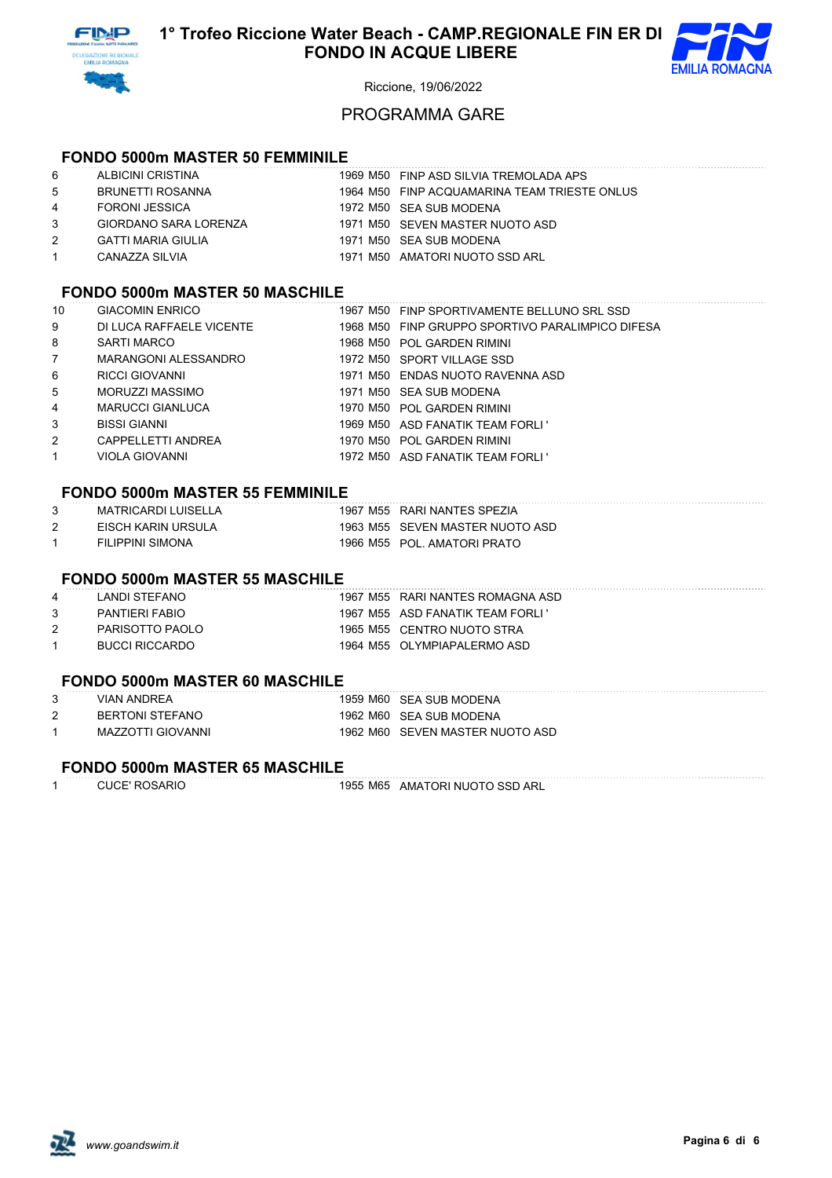# 1° Trofeo Riccione Water Beach - CAMP.REGIONALE FIN ER DI FONDO IN ACQUE LIBERE

Riccione, 19/06/2022

## PROGRAMMA GARE

### FONDO 5000m MASTER 50 FEMMINILE

| | | | | |
|---|---|---|---|---|
| 6 | ALBICINI CRISTINA | 1969 | M50 | FINP ASD SILVIA TREMOLADA APS |
| 5 | BRUNETTI ROSANNA | 1964 | M50 | FINP ACQUAMARINA TEAM TRIESTE ONLUS |
| 4 | FORONI JESSICA | 1972 | M50 | SEA SUB MODENA |
| 3 | GIORDANO SARA LORENZA | 1971 | M50 | SEVEN MASTER NUOTO ASD |
| 2 | GATTI MARIA GIULIA | 1971 | M50 | SEA SUB MODENA |
| 1 | CANAZZA SILVIA | 1971 | M50 | AMATORI NUOTO SSD ARL |

### FONDO 5000m MASTER 50 MASCHILE

| | | | | |
|---|---|---|---|---|
| 10 | GIACOMIN ENRICO | 1967 | M50 | FINP SPORTIVAMENTE BELLUNO SRL SSD |
| 9 | DI LUCA RAFFAELE VICENTE | 1968 | M50 | FINP GRUPPO SPORTIVO PARALIMPICO DIFESA |
| 8 | SARTI MARCO | 1968 | M50 | POL GARDEN RIMINI |
| 7 | MARANGONI ALESSANDRO | 1972 | M50 | SPORT VILLAGE SSD |
| 6 | RICCI GIOVANNI | 1971 | M50 | ENDAS NUOTO RAVENNA ASD |
| 5 | MORUZZI MASSIMO | 1971 | M50 | SEA SUB MODENA |
| 4 | MARUCCI GIANLUCA | 1970 | M50 | POL GARDEN RIMINI |
| 3 | BISSI GIANNI | 1969 | M50 | ASD FANATIK TEAM FORLI ' |
| 2 | CAPPELLETTI ANDREA | 1970 | M50 | POL GARDEN RIMINI |
| 1 | VIOLA GIOVANNI | 1972 | M50 | ASD FANATIK TEAM FORLI ' |

### FONDO 5000m MASTER 55 FEMMINILE

| | | | | |
|---|---|---|---|---|
| 3 | MATRICARDI LUISELLA | 1967 | M55 | RARI NANTES SPEZIA |
| 2 | EISCH KARIN URSULA | 1963 | M55 | SEVEN MASTER NUOTO ASD |
| 1 | FILIPPINI SIMONA | 1966 | M55 | POL. AMATORI PRATO |

### FONDO 5000m MASTER 55 MASCHILE

| | | | | |
|---|---|---|---|---|
| 4 | LANDI STEFANO | 1967 | M55 | RARI NANTES ROMAGNA ASD |
| 3 | PANTIERI FABIO | 1967 | M55 | ASD FANATIK TEAM FORLI ' |
| 2 | PARISOTTO PAOLO | 1965 | M55 | CENTRO NUOTO STRA |
| 1 | BUCCI RICCARDO | 1964 | M55 | OLYMPIAPALERMO ASD |

### FONDO 5000m MASTER 60 MASCHILE

| | | | | |
|---|---|---|---|---|
| 3 | VIAN ANDREA | 1959 | M60 | SEA SUB MODENA |
| 2 | BERTONI STEFANO | 1962 | M60 | SEA SUB MODENA |
| 1 | MAZZOTTI GIOVANNI | 1962 | M60 | SEVEN MASTER NUOTO ASD |

### FONDO 5000m MASTER 65 MASCHILE

| | | | | |
|---|---|---|---|---|
| 1 | CUCE' ROSARIO | 1955 | M65 | AMATORI NUOTO SSD ARL |

*www.goandswim.it*